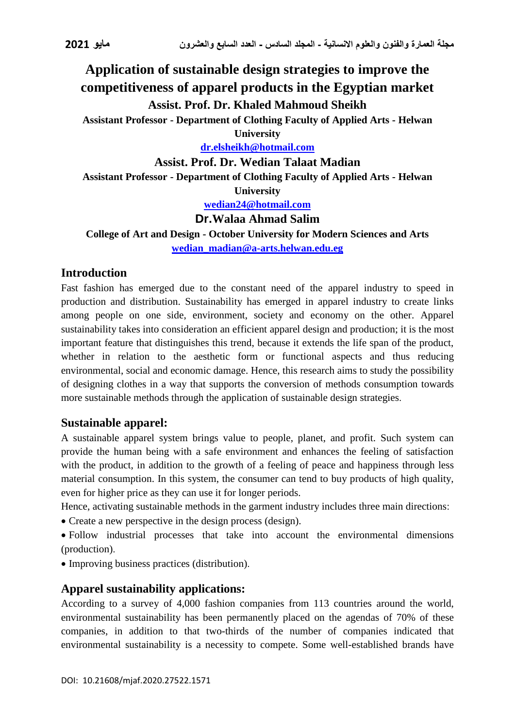# Application of sustainable design strategies to improve the competitiveness of apparel products in the Egyptian market

**Assist. Prof. Dr. Khaled Mahmoud Sheikh**

**Assistant Professor - Department of Clothing Faculty of Applied Arts - Helwan University**

**dr.elsheikh@hotmail.com**

**Assist. Prof. Dr. Wedian Talaat Madian**

**Assistant Professor - Department of Clothing Faculty of Applied Arts - Helwan University**

**wedian24@hotmail.com**

**Dr.Walaa Ahmad Salim**

**College of Art and Design - October University for Modern Sciences and Arts**

**wedian_madian@a-arts.helwan.edu.eg**

## Introduction

Fast fashion has emerged due to the constant need of the apparel industry to speed in production and distribution. Sustainability has emerged in apparel industry to create links among people on one side, environment, society and economy on the other. Apparel sustainability takes into consideration an efficient apparel design and production; it is the most important feature that distinguishes this trend, because it extends the life span of the product, whether in relation to the aesthetic form or functional aspects and thus reducing environmental, social and economic damage. Hence, this research aims to study the possibility of designing clothes in a way that supports the conversion of methods consumption towards more sustainable methods through the application of sustainable design strategies.

## Sustainable apparel:

A sustainable apparel system brings value to people, planet, and profit. Such system can provide the human being with a safe environment and enhances the feeling of satisfaction with the product, in addition to the growth of a feeling of peace and happiness through less material consumption. In this system, the consumer can tend to buy products of high quality, even for higher price as they can use it for longer periods.

Hence, activating sustainable methods in the garment industry includes three main directions:

- Create a new perspective in the design process (design).
- Follow industrial processes that take into account the environmental dimensions (production).
- Improving business practices (distribution).

## Apparel sustainability applications:

According to a survey of 4,000 fashion companies from 113 countries around the world, environmental sustainability has been permanently placed on the agendas of 70% of these companies, in addition to that two-thirds of the number of companies indicated that environmental sustainability is a necessity to compete. Some well-established brands have

DOI: 10.21608/mjaf.2020.27522.1571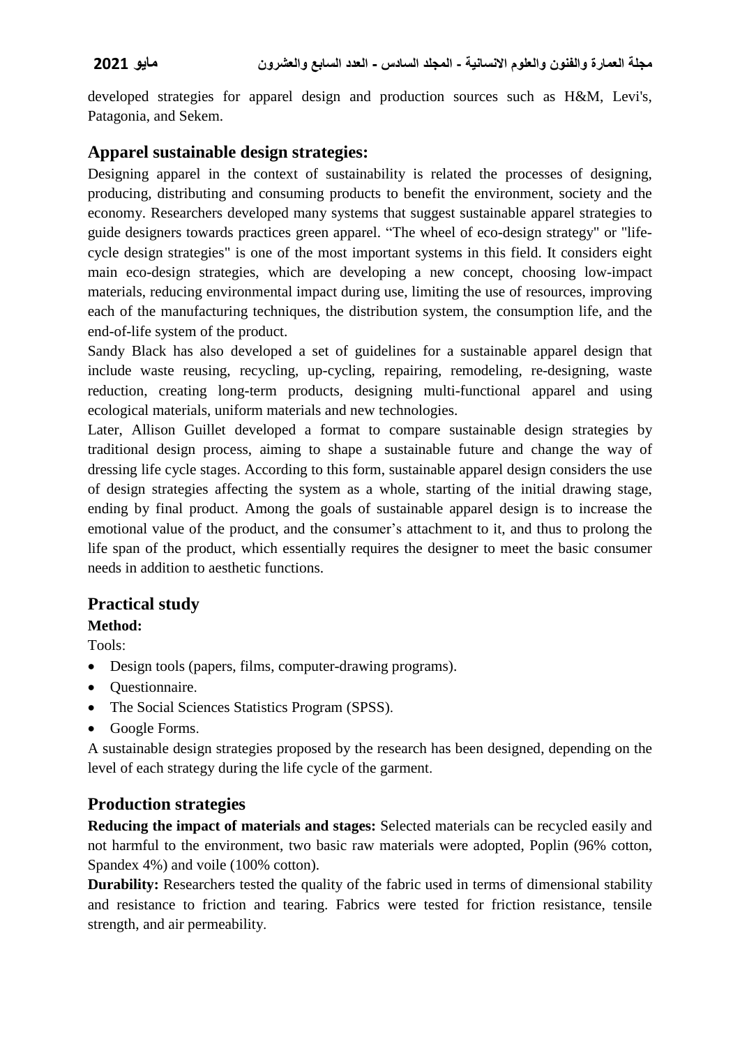developed strategies for apparel design and production sources such as H&M, Levi's, Patagonia, and Sekem.

## Apparel sustainable design strategies:

Designing apparel in the context of sustainability is related the processes of designing, producing, distributing and consuming products to benefit the environment, society and the economy. Researchers developed many systems that suggest sustainable apparel strategies to guide designers towards practices green apparel. “The wheel of eco-design strategy" or "life-cycle design strategies" is one of the most important systems in this field. It considers eight main eco-design strategies, which are developing a new concept, choosing low-impact materials, reducing environmental impact during use, limiting the use of resources, improving each of the manufacturing techniques, the distribution system, the consumption life, and the end-of-life system of the product.

Sandy Black has also developed a set of guidelines for a sustainable apparel design that include waste reusing, recycling, up-cycling, repairing, remodeling, re-designing, waste reduction, creating long-term products, designing multi-functional apparel and using ecological materials, uniform materials and new technologies.

Later, Allison Guillet developed a format to compare sustainable design strategies by traditional design process, aiming to shape a sustainable future and change the way of dressing life cycle stages. According to this form, sustainable apparel design considers the use of design strategies affecting the system as a whole, starting of the initial drawing stage, ending by final product. Among the goals of sustainable apparel design is to increase the emotional value of the product, and the consumer’s attachment to it, and thus to prolong the life span of the product, which essentially requires the designer to meet the basic consumer needs in addition to aesthetic functions.

## Practical study

**Method:**

Tools:

- Design tools (papers, films, computer-drawing programs).
- Questionnaire.
- The Social Sciences Statistics Program (SPSS).
- Google Forms.

A sustainable design strategies proposed by the research has been designed, depending on the level of each strategy during the life cycle of the garment.

## Production strategies

**Reducing the impact of materials and stages:** Selected materials can be recycled easily and not harmful to the environment, two basic raw materials were adopted, Poplin (96% cotton, Spandex 4%) and voile (100% cotton).

**Durability:** Researchers tested the quality of the fabric used in terms of dimensional stability and resistance to friction and tearing. Fabrics were tested for friction resistance, tensile strength, and air permeability.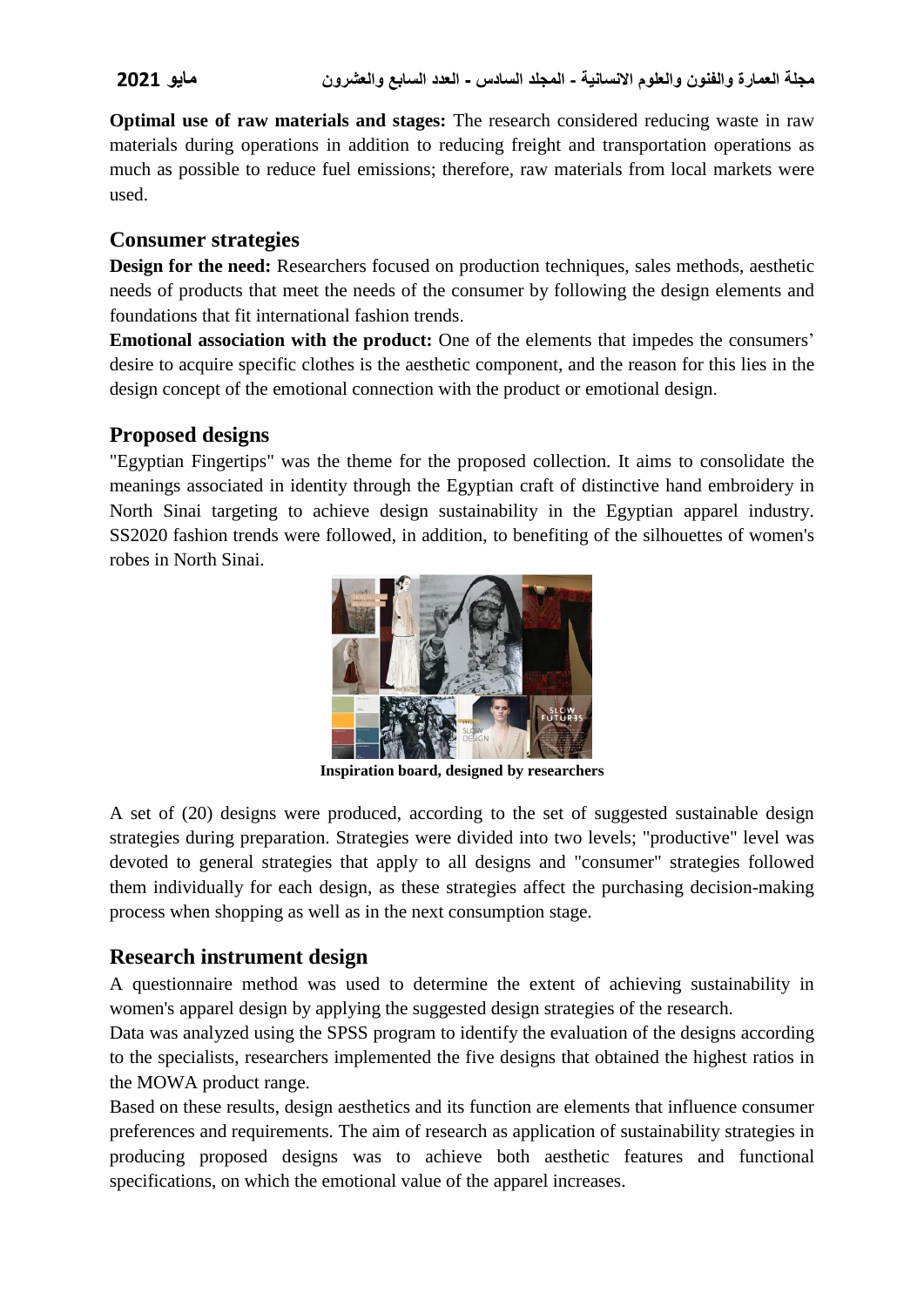**Optimal use of raw materials and stages:** The research considered reducing waste in raw materials during operations in addition to reducing freight and transportation operations as much as possible to reduce fuel emissions; therefore, raw materials from local markets were used.

## Consumer strategies

**Design for the need:** Researchers focused on production techniques, sales methods, aesthetic needs of products that meet the needs of the consumer by following the design elements and foundations that fit international fashion trends.

**Emotional association with the product:** One of the elements that impedes the consumers' desire to acquire specific clothes is the aesthetic component, and the reason for this lies in the design concept of the emotional connection with the product or emotional design.

## Proposed designs

"Egyptian Fingertips" was the theme for the proposed collection. It aims to consolidate the meanings associated in identity through the Egyptian craft of distinctive hand embroidery in North Sinai targeting to achieve design sustainability in the Egyptian apparel industry. SS2020 fashion trends were followed, in addition, to benefiting of the silhouettes of women's robes in North Sinai.

**Inspiration board, designed by researchers**

A set of (20) designs were produced, according to the set of suggested sustainable design strategies during preparation. Strategies were divided into two levels; "productive" level was devoted to general strategies that apply to all designs and "consumer" strategies followed them individually for each design, as these strategies affect the purchasing decision-making process when shopping as well as in the next consumption stage.

## Research instrument design

A questionnaire method was used to determine the extent of achieving sustainability in women's apparel design by applying the suggested design strategies of the research.

Data was analyzed using the SPSS program to identify the evaluation of the designs according to the specialists, researchers implemented the five designs that obtained the highest ratios in the MOWA product range.

Based on these results, design aesthetics and its function are elements that influence consumer preferences and requirements. The aim of research as application of sustainability strategies in producing proposed designs was to achieve both aesthetic features and functional specifications, on which the emotional value of the apparel increases.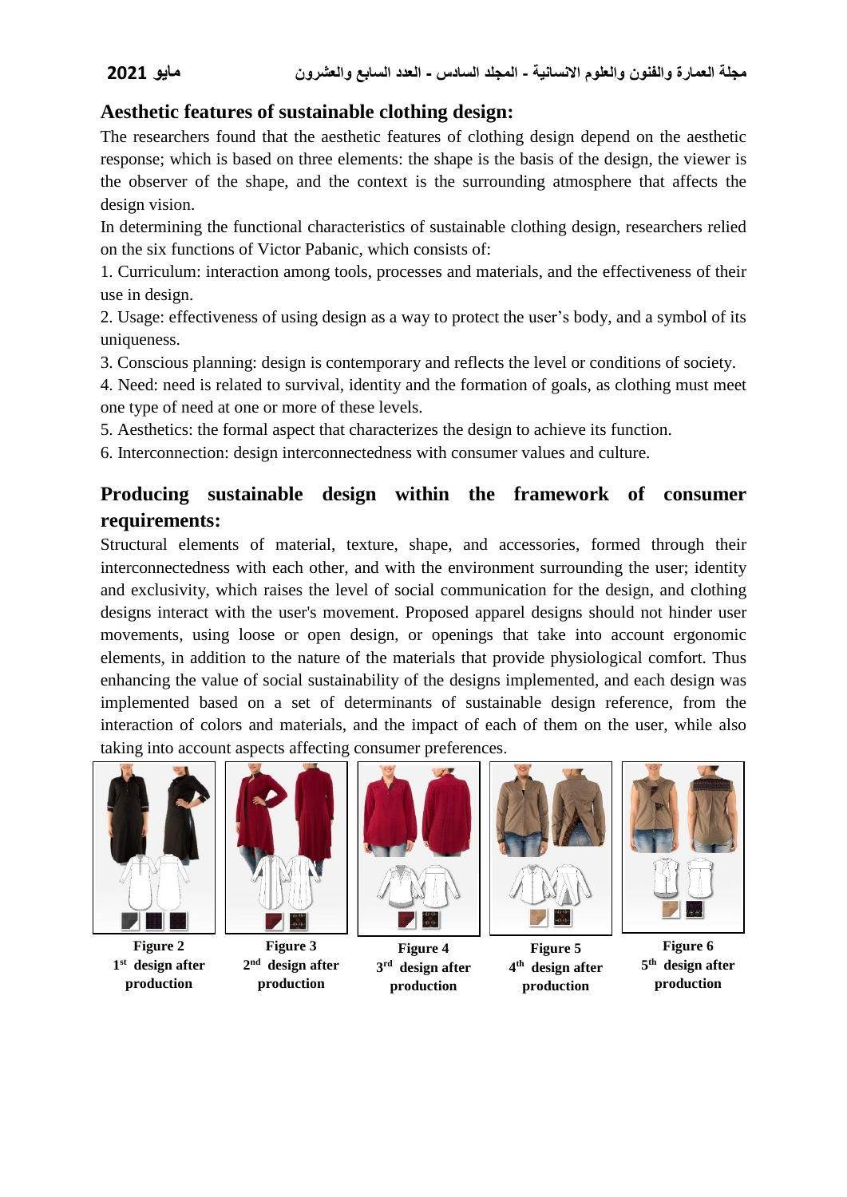## Aesthetic features of sustainable clothing design:

The researchers found that the aesthetic features of clothing design depend on the aesthetic response; which is based on three elements: the shape is the basis of the design, the viewer is the observer of the shape, and the context is the surrounding atmosphere that affects the design vision.

In determining the functional characteristics of sustainable clothing design, researchers relied on the six functions of Victor Pabanic, which consists of:

1. Curriculum: interaction among tools, processes and materials, and the effectiveness of their use in design.
2. Usage: effectiveness of using design as a way to protect the user's body, and a symbol of its uniqueness.
3. Conscious planning: design is contemporary and reflects the level or conditions of society.
4. Need: need is related to survival, identity and the formation of goals, as clothing must meet one type of need at one or more of these levels.
5. Aesthetics: the formal aspect that characterizes the design to achieve its function.
6. Interconnection: design interconnectedness with consumer values and culture.

## Producing sustainable design within the framework of consumer requirements:

Structural elements of material, texture, shape, and accessories, formed through their interconnectedness with each other, and with the environment surrounding the user; identity and exclusivity, which raises the level of social communication for the design, and clothing designs interact with the user's movement. Proposed apparel designs should not hinder user movements, using loose or open design, or openings that take into account ergonomic elements, in addition to the nature of the materials that provide physiological comfort. Thus enhancing the value of social sustainability of the designs implemented, and each design was implemented based on a set of determinants of sustainable design reference, from the interaction of colors and materials, and the impact of each of them on the user, while also taking into account aspects affecting consumer preferences.

**Figure 2** 1st design after production

**Figure 3** 2nd design after production

**Figure 4** 3rd design after production

**Figure 5** 4th design after production

**Figure 6** 5th design after production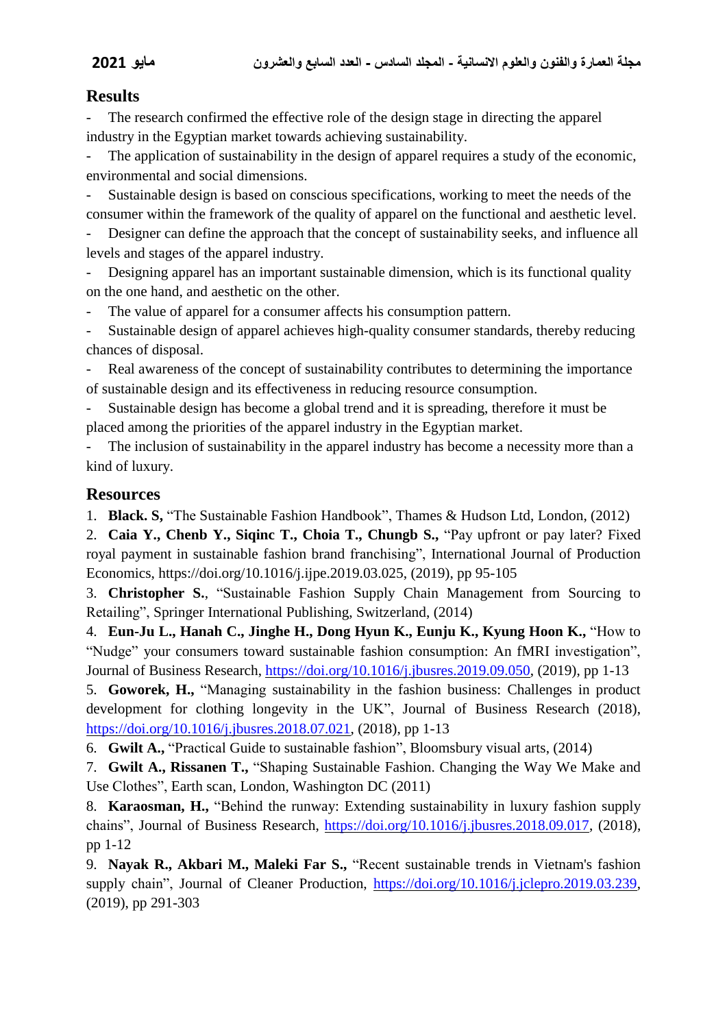## Results

- The research confirmed the effective role of the design stage in directing the apparel industry in the Egyptian market towards achieving sustainability.
- The application of sustainability in the design of apparel requires a study of the economic, environmental and social dimensions.
- Sustainable design is based on conscious specifications, working to meet the needs of the consumer within the framework of the quality of apparel on the functional and aesthetic level.
- Designer can define the approach that the concept of sustainability seeks, and influence all levels and stages of the apparel industry.
- Designing apparel has an important sustainable dimension, which is its functional quality on the one hand, and aesthetic on the other.
- The value of apparel for a consumer affects his consumption pattern.
- Sustainable design of apparel achieves high-quality consumer standards, thereby reducing chances of disposal.
- Real awareness of the concept of sustainability contributes to determining the importance of sustainable design and its effectiveness in reducing resource consumption.
- Sustainable design has become a global trend and it is spreading, therefore it must be placed among the priorities of the apparel industry in the Egyptian market.
- The inclusion of sustainability in the apparel industry has become a necessity more than a kind of luxury.

## Resources

1. **Black. S,** "The Sustainable Fashion Handbook", Thames & Hudson Ltd, London, (2012)
2. **Caia Y., Chenb Y., Siqinc T., Choia T., Chungb S.,** "Pay upfront or pay later? Fixed royal payment in sustainable fashion brand franchising", International Journal of Production Economics, https://doi.org/10.1016/j.ijpe.2019.03.025, (2019), pp 95-105
3. **Christopher S.**, "Sustainable Fashion Supply Chain Management from Sourcing to Retailing", Springer International Publishing, Switzerland, (2014)
4. **Eun-Ju L., Hanah C., Jinghe H., Dong Hyun K., Eunju K., Kyung Hoon K.,** "How to "Nudge" your consumers toward sustainable fashion consumption: An fMRI investigation", Journal of Business Research, https://doi.org/10.1016/j.jbusres.2019.09.050, (2019), pp 1-13
5. **Goworek, H.,** "Managing sustainability in the fashion business: Challenges in product development for clothing longevity in the UK", Journal of Business Research (2018), https://doi.org/10.1016/j.jbusres.2018.07.021, (2018), pp 1-13
6. **Gwilt A.,** "Practical Guide to sustainable fashion", Bloomsbury visual arts, (2014)
7. **Gwilt A., Rissanen T.,** "Shaping Sustainable Fashion. Changing the Way We Make and Use Clothes", Earth scan, London, Washington DC (2011)
8. **Karaosman, H.,** "Behind the runway: Extending sustainability in luxury fashion supply chains", Journal of Business Research, https://doi.org/10.1016/j.jbusres.2018.09.017, (2018), pp 1-12
9. **Nayak R., Akbari M., Maleki Far S.,** "Recent sustainable trends in Vietnam's fashion supply chain", Journal of Cleaner Production, https://doi.org/10.1016/j.jclepro.2019.03.239, (2019), pp 291-303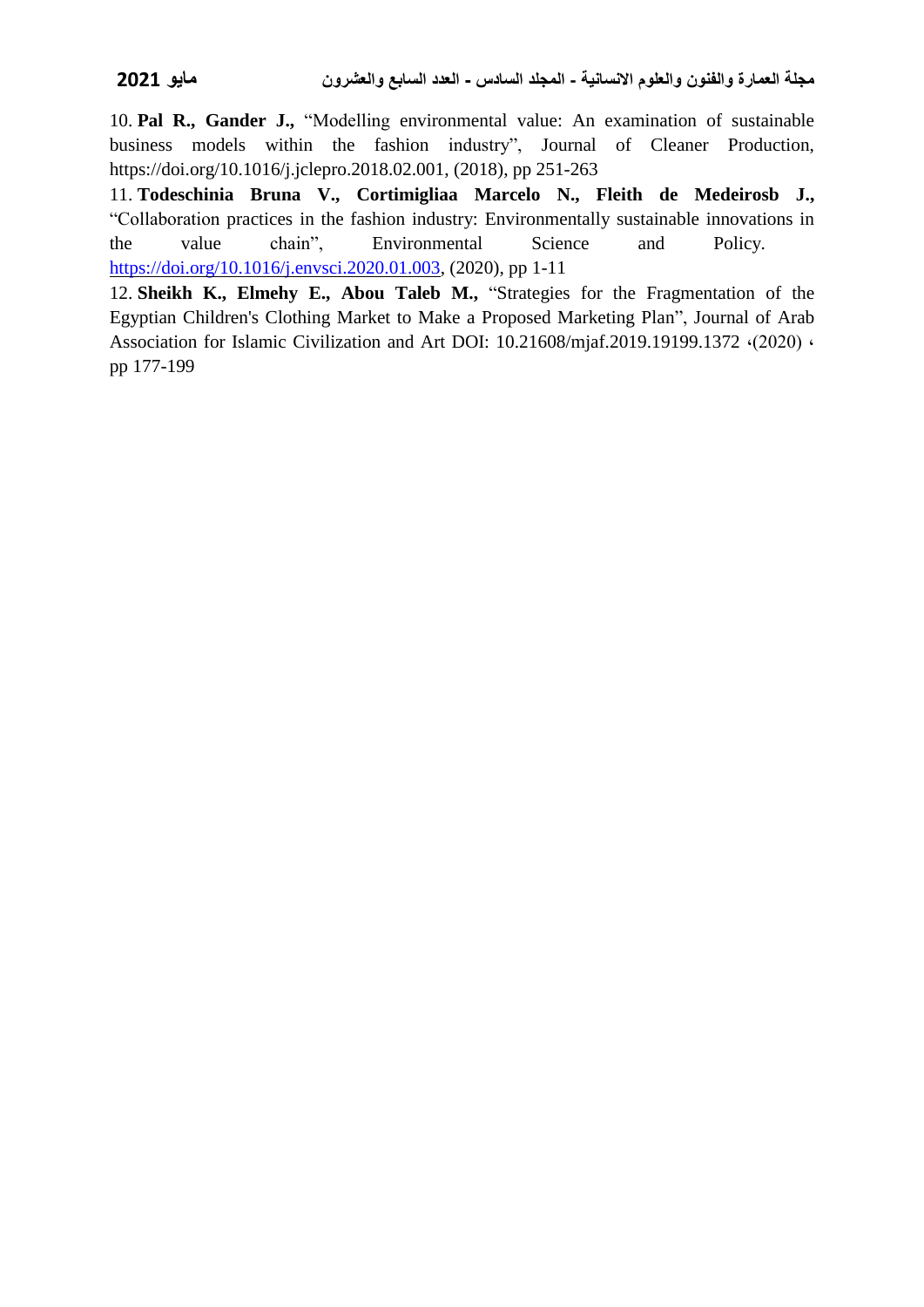10. **Pal R., Gander J.,** "Modelling environmental value: An examination of sustainable business models within the fashion industry", Journal of Cleaner Production, https://doi.org/10.1016/j.jclepro.2018.02.001, (2018), pp 251-263

11. **Todeschinia Bruna V., Cortimigliaa Marcelo N., Fleith de Medeirosb J.,** "Collaboration practices in the fashion industry: Environmentally sustainable innovations in the value chain", Environmental Science and Policy. https://doi.org/10.1016/j.envsci.2020.01.003, (2020), pp 1-11

12. **Sheikh K., Elmehy E., Abou Taleb M.,** "Strategies for the Fragmentation of the Egyptian Children's Clothing Market to Make a Proposed Marketing Plan", Journal of Arab Association for Islamic Civilization and Art DOI: 10.21608/mjaf.2019.19199.1372 ،(2020) ، pp 177-199